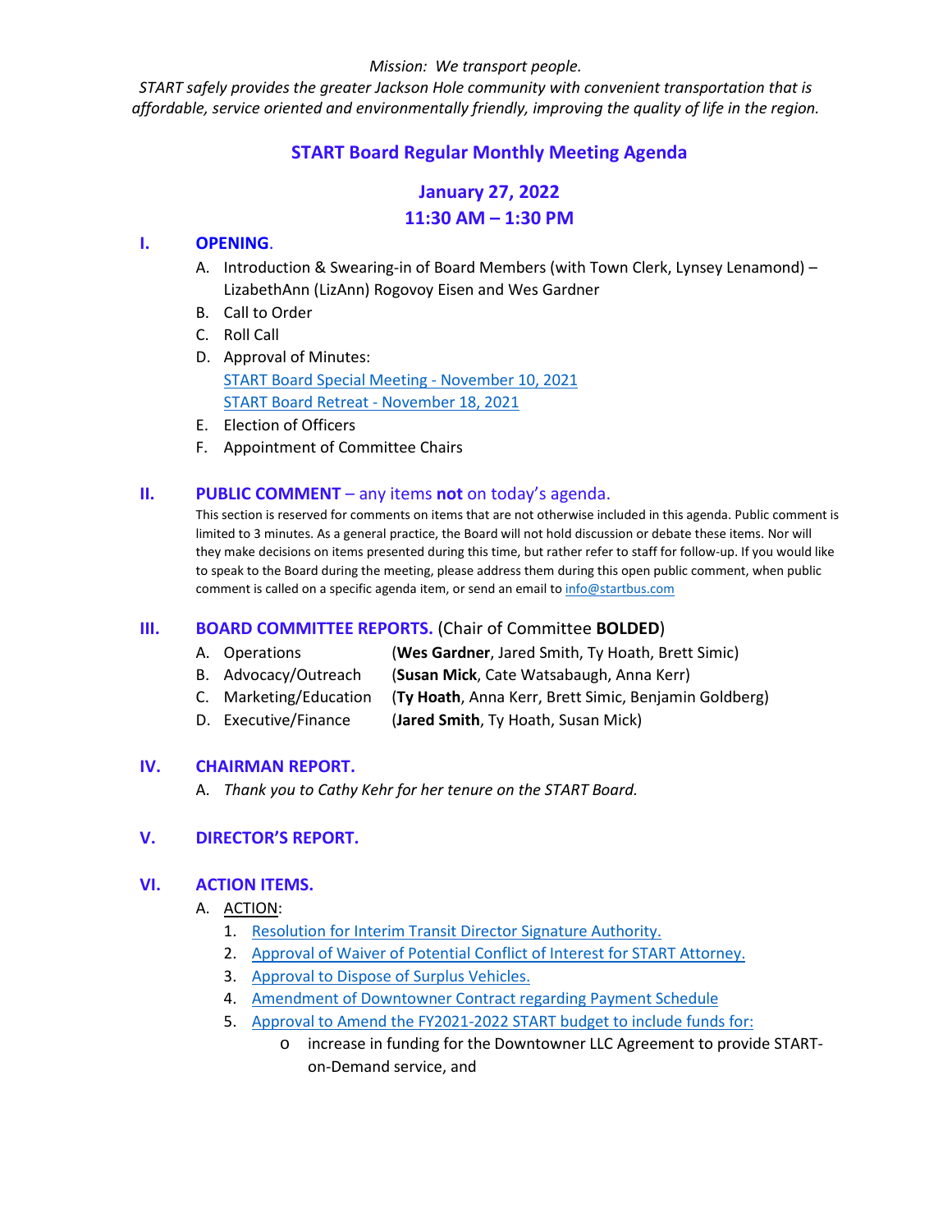*Mission: We transport people.*
*START safely provides the greater Jackson Hole community with convenient transportation that is affordable, service oriented and environmentally friendly, improving the quality of life in the region.*

# START Board Regular Monthly Meeting Agenda

## January 27, 2022
## 11:30 AM – 1:30 PM

## I. OPENING.

A. Introduction & Swearing-in of Board Members (with Town Clerk, Lynsey Lenamond) – LizabethAnn (LizAnn) Rogovoy Eisen and Wes Gardner
B. Call to Order
C. Roll Call
D. Approval of Minutes:
   START Board Special Meeting - November 10, 2021
   START Board Retreat - November 18, 2021
E. Election of Officers
F. Appointment of Committee Chairs

## II. PUBLIC COMMENT – any items **not** on today's agenda.

This section is reserved for comments on items that are not otherwise included in this agenda. Public comment is limited to 3 minutes. As a general practice, the Board will not hold discussion or debate these items. Nor will they make decisions on items presented during this time, but rather refer to staff for follow-up. If you would like to speak to the Board during the meeting, please address them during this open public comment, when public comment is called on a specific agenda item, or send an email to info@startbus.com

## III. BOARD COMMITTEE REPORTS. (Chair of Committee **BOLDED**)

A. Operations (**Wes Gardner**, Jared Smith, Ty Hoath, Brett Simic)
B. Advocacy/Outreach (**Susan Mick**, Cate Watsabaugh, Anna Kerr)
C. Marketing/Education (**Ty Hoath**, Anna Kerr, Brett Simic, Benjamin Goldberg)
D. Executive/Finance (**Jared Smith**, Ty Hoath, Susan Mick)

## IV. CHAIRMAN REPORT.

A. *Thank you to Cathy Kehr for her tenure on the START Board.*

## V. DIRECTOR'S REPORT.

## VI. ACTION ITEMS.

A. ACTION:
   1. Resolution for Interim Transit Director Signature Authority.
   2. Approval of Waiver of Potential Conflict of Interest for START Attorney.
   3. Approval to Dispose of Surplus Vehicles.
   4. Amendment of Downtowner Contract regarding Payment Schedule
   5. Approval to Amend the FY2021-2022 START budget to include funds for:
      - increase in funding for the Downtowner LLC Agreement to provide START-on-Demand service, and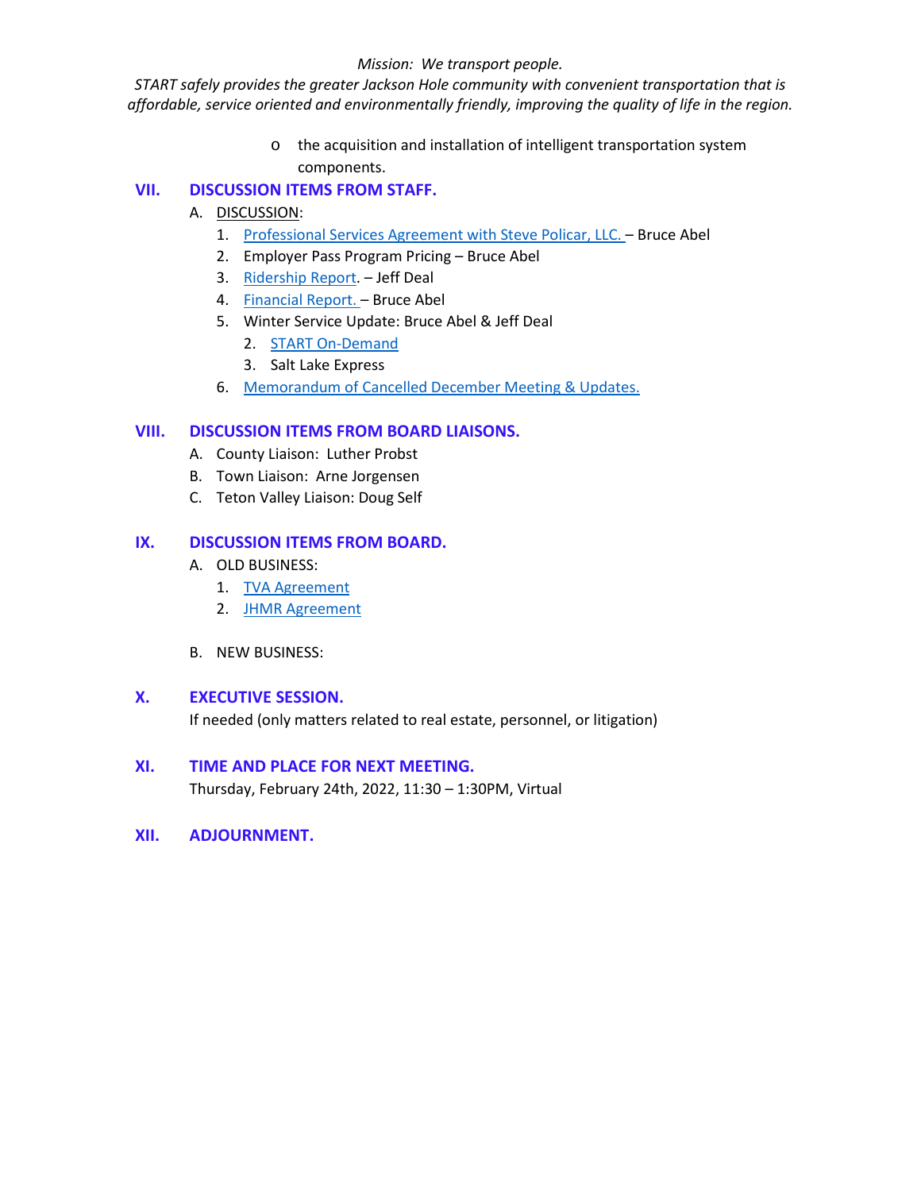*Mission: We transport people.*
*START safely provides the greater Jackson Hole community with convenient transportation that is affordable, service oriented and environmentally friendly, improving the quality of life in the region.*

- the acquisition and installation of intelligent transportation system components.

## VII. DISCUSSION ITEMS FROM STAFF.

A. DISCUSSION:

1. Professional Services Agreement with Steve Policar, LLC. – Bruce Abel
2. Employer Pass Program Pricing – Bruce Abel
3. Ridership Report. – Jeff Deal
4. Financial Report. – Bruce Abel
5. Winter Service Update: Bruce Abel & Jeff Deal
   2. START On-Demand
   3. Salt Lake Express
6. Memorandum of Cancelled December Meeting & Updates.

## VIII. DISCUSSION ITEMS FROM BOARD LIAISONS.

A. County Liaison: Luther Probst
B. Town Liaison: Arne Jorgensen
C. Teton Valley Liaison: Doug Self

## IX. DISCUSSION ITEMS FROM BOARD.

A. OLD BUSINESS:

1. TVA Agreement
2. JHMR Agreement

B. NEW BUSINESS:

## X. EXECUTIVE SESSION.

If needed (only matters related to real estate, personnel, or litigation)

## XI. TIME AND PLACE FOR NEXT MEETING.

Thursday, February 24th, 2022, 11:30 – 1:30PM, Virtual

## XII. ADJOURNMENT.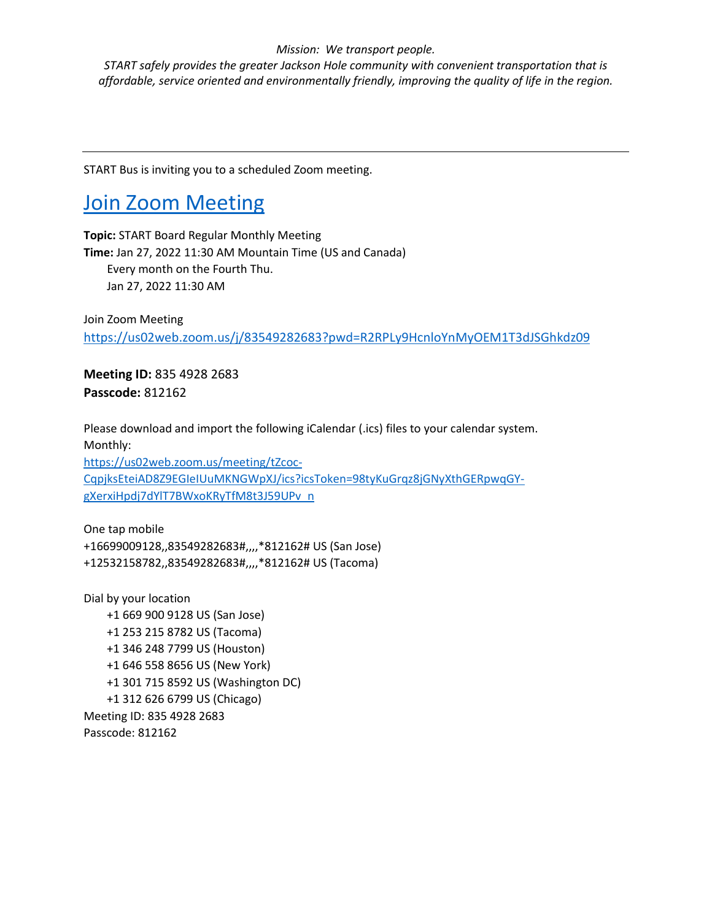*Mission: We transport people.*

*START safely provides the greater Jackson Hole community with convenient transportation that is affordable, service oriented and environmentally friendly, improving the quality of life in the region.*

---

START Bus is inviting you to a scheduled Zoom meeting.

# [Join Zoom Meeting](https://us02web.zoom.us/j/83549282683?pwd=R2RPLy9HcnloYnMyOEM1T3dJSGhkdz09)

**Topic:** START Board Regular Monthly Meeting
**Time:** Jan 27, 2022 11:30 AM Mountain Time (US and Canada)
Every month on the Fourth Thu.
Jan 27, 2022 11:30 AM

Join Zoom Meeting
https://us02web.zoom.us/j/83549282683?pwd=R2RPLy9HcnloYnMyOEM1T3dJSGhkdz09

**Meeting ID:** 835 4928 2683
**Passcode:** 812162

Please download and import the following iCalendar (.ics) files to your calendar system.
Monthly:
https://us02web.zoom.us/meeting/tZcoc-CqpjksEteiAD8Z9EGIeIUuMKNGWpXJ/ics?icsToken=98tyKuGrqz8jGNyXthGERpwqGY-gXerxiHpdj7dYlT7BWxoKRyTfM8t3J59UPv_n

One tap mobile
+16699009128,,83549282683#,,,,*812162# US (San Jose)
+12532158782,,83549282683#,,,,*812162# US (Tacoma)

Dial by your location
+1 669 900 9128 US (San Jose)
+1 253 215 8782 US (Tacoma)
+1 346 248 7799 US (Houston)
+1 646 558 8656 US (New York)
+1 301 715 8592 US (Washington DC)
+1 312 626 6799 US (Chicago)
Meeting ID: 835 4928 2683
Passcode: 812162